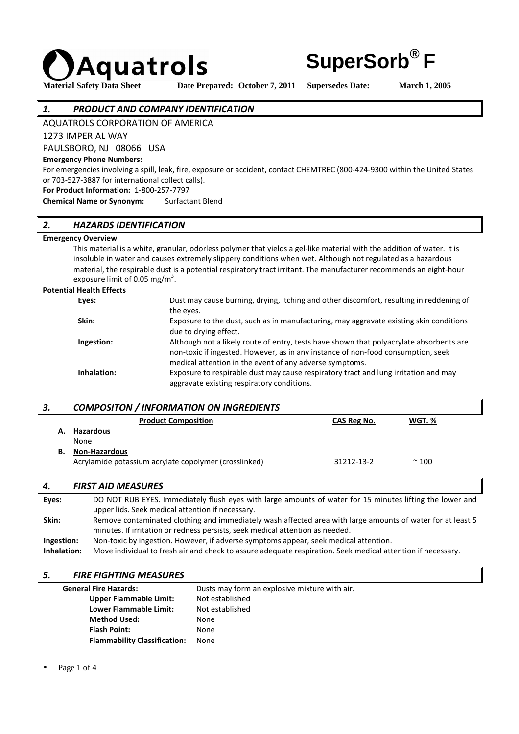# Aquatrols

# SuperSorb® F

**Material Safety Data Sheet** **Date Prepared: October 7, 2011** **Supersedes Date: March 1, 2005**

## *1. PRODUCT AND COMPANY IDENTIFICATION*

AQUATROLS CORPORATION OF AMERICA
1273 IMPERIAL WAY
PAULSBORO, NJ 08066 USA

**Emergency Phone Numbers:**
For emergencies involving a spill, leak, fire, exposure or accident, contact CHEMTREC (800-424-9300 within the United States or 703-527-3887 for international collect calls).

**For Product Information:** 1-800-257-7797

**Chemical Name or Synonym:** Surfactant Blend

## *2. HAZARDS IDENTIFICATION*

**Emergency Overview**

This material is a white, granular, odorless polymer that yields a gel-like material with the addition of water. It is insoluble in water and causes extremely slippery conditions when wet. Although not regulated as a hazardous material, the respirable dust is a potential respiratory tract irritant. The manufacturer recommends an eight-hour exposure limit of 0.05 mg/m$^3$.

**Potential Health Effects**

| | |
|---|---|
| **Eyes:** | Dust may cause burning, drying, itching and other discomfort, resulting in reddening of the eyes. |
| **Skin:** | Exposure to the dust, such as in manufacturing, may aggravate existing skin conditions due to drying effect. |
| **Ingestion:** | Although not a likely route of entry, tests have shown that polyacrylate absorbents are non-toxic if ingested. However, as in any instance of non-food consumption, seek medical attention in the event of any adverse symptoms. |
| **Inhalation:** | Exposure to respirable dust may cause respiratory tract and lung irritation and may aggravate existing respiratory conditions. |

## *3. COMPOSITON / INFORMATION ON INGREDIENTS*

| Product Composition | CAS Reg No. | WGT. % |
|---|---|---|
| **A. Hazardous** | | |
| None | | |
| **B. Non-Hazardous** | | |
| Acrylamide potassium acrylate copolymer (crosslinked) | 31212-13-2 | ~ 100 |

## *4. FIRST AID MEASURES*

| | |
|---|---|
| **Eyes:** | DO NOT RUB EYES. Immediately flush eyes with large amounts of water for 15 minutes lifting the lower and upper lids. Seek medical attention if necessary. |
| **Skin:** | Remove contaminated clothing and immediately wash affected area with large amounts of water for at least 5 minutes. If irritation or redness persists, seek medical attention as needed. |
| **Ingestion:** | Non-toxic by ingestion. However, if adverse symptoms appear, seek medical attention. |
| **Inhalation:** | Move individual to fresh air and check to assure adequate respiration. Seek medical attention if necessary. |

## *5. FIRE FIGHTING MEASURES*

| | |
|---|---|
| **General Fire Hazards:** | Dusts may form an explosive mixture with air. |
| **Upper Flammable Limit:** | Not established |
| **Lower Flammable Limit:** | Not established |
| **Method Used:** | None |
| **Flash Point:** | None |
| **Flammability Classification:** | None |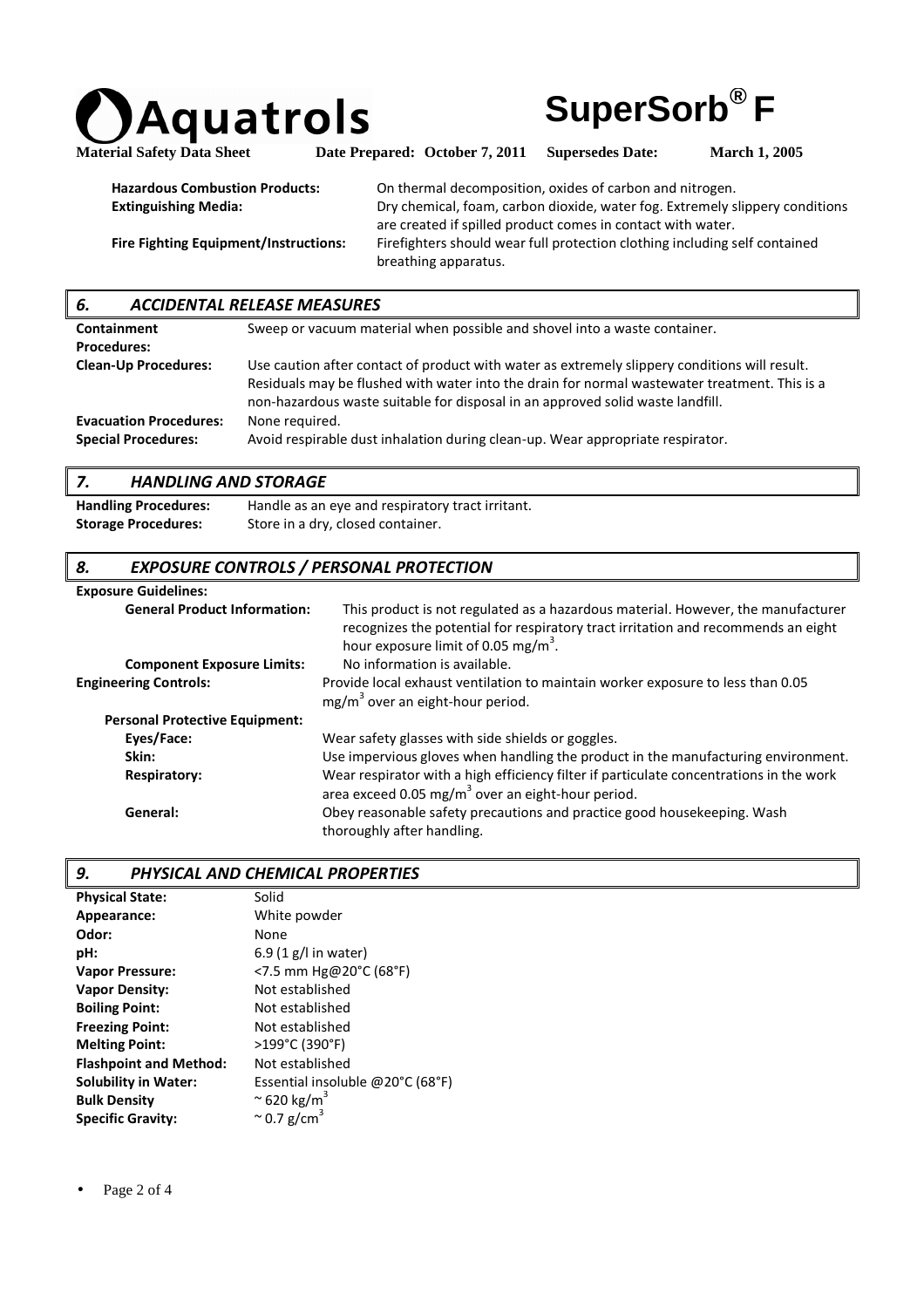| | |
|---|---|
| **Hazardous Combustion Products:** | On thermal decomposition, oxides of carbon and nitrogen. |
| **Extinguishing Media:** | Dry chemical, foam, carbon dioxide, water fog. Extremely slippery conditions are created if spilled product comes in contact with water. |
| **Fire Fighting Equipment/Instructions:** | Firefighters should wear full protection clothing including self contained breathing apparatus. |

## *6. ACCIDENTAL RELEASE MEASURES*

| | |
|---|---|
| **Containment Procedures:** | Sweep or vacuum material when possible and shovel into a waste container. |
| **Clean-Up Procedures:** | Use caution after contact of product with water as extremely slippery conditions will result. Residuals may be flushed with water into the drain for normal wastewater treatment. This is a non-hazardous waste suitable for disposal in an approved solid waste landfill. |
| **Evacuation Procedures:** | None required. |
| **Special Procedures:** | Avoid respirable dust inhalation during clean-up. Wear appropriate respirator. |

## *7. HANDLING AND STORAGE*

| | |
|---|---|
| **Handling Procedures:** | Handle as an eye and respiratory tract irritant. |
| **Storage Procedures:** | Store in a dry, closed container. |

## *8. EXPOSURE CONTROLS / PERSONAL PROTECTION*

**Exposure Guidelines:**

| | |
|---|---|
| **General Product Information:** | This product is not regulated as a hazardous material. However, the manufacturer recognizes the potential for respiratory tract irritation and recommends an eight hour exposure limit of 0.05 mg/m$^3$. |
| **Component Exposure Limits:** | No information is available. |
| **Engineering Controls:** | Provide local exhaust ventilation to maintain worker exposure to less than 0.05 mg/m$^3$ over an eight-hour period. |

**Personal Protective Equipment:**

| | |
|---|---|
| **Eyes/Face:** | Wear safety glasses with side shields or goggles. |
| **Skin:** | Use impervious gloves when handling the product in the manufacturing environment. |
| **Respiratory:** | Wear respirator with a high efficiency filter if particulate concentrations in the work area exceed 0.05 mg/m$^3$ over an eight-hour period. |
| **General:** | Obey reasonable safety precautions and practice good housekeeping. Wash thoroughly after handling. |

## *9. PHYSICAL AND CHEMICAL PROPERTIES*

| | |
|---|---|
| **Physical State:** | Solid |
| **Appearance:** | White powder |
| **Odor:** | None |
| **pH:** | 6.9 (1 g/l in water) |
| **Vapor Pressure:** | <7.5 mm Hg@20°C (68°F) |
| **Vapor Density:** | Not established |
| **Boiling Point:** | Not established |
| **Freezing Point:** | Not established |
| **Melting Point:** | >199°C (390°F) |
| **Flashpoint and Method:** | Not established |
| **Solubility in Water:** | Essential insoluble @20°C (68°F) |
| **Bulk Density** | ~ 620 kg/m$^3$ |
| **Specific Gravity:** | ~ 0.7 g/cm$^3$ |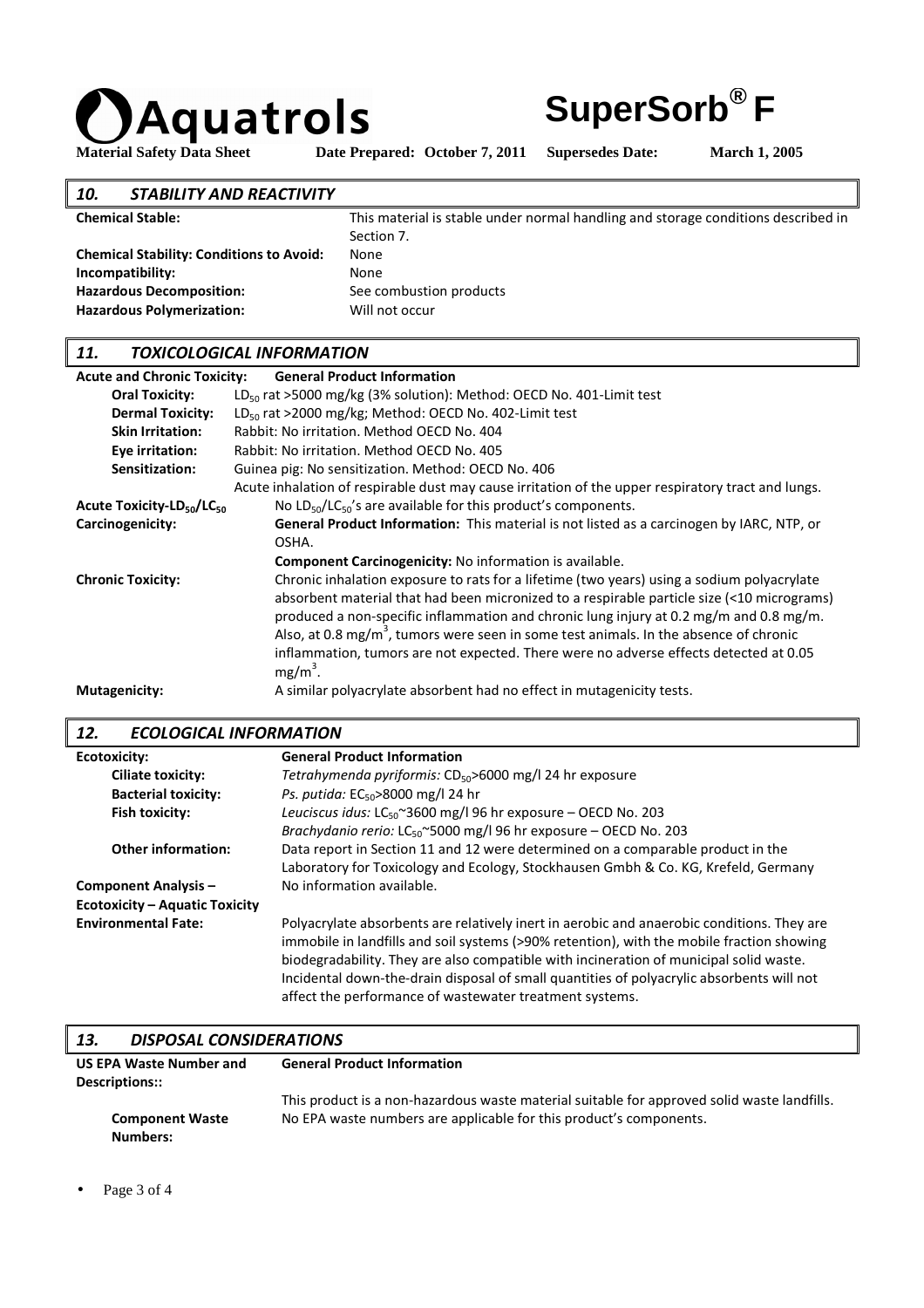## 10. STABILITY AND REACTIVITY

| | |
|---|---|
| **Chemical Stable:** | This material is stable under normal handling and storage conditions described in Section 7. |
| **Chemical Stability: Conditions to Avoid:** | None |
| **Incompatibility:** | None |
| **Hazardous Decomposition:** | See combustion products |
| **Hazardous Polymerization:** | Will not occur |

## 11. TOXICOLOGICAL INFORMATION

**Acute and Chronic Toxicity:** **General Product Information**

| | |
|---|---|
| **Oral Toxicity:** | $LD_{50}$ rat >5000 mg/kg (3% solution): Method: OECD No. 401-Limit test |
| **Dermal Toxicity:** | $LD_{50}$ rat >2000 mg/kg; Method: OECD No. 402-Limit test |
| **Skin Irritation:** | Rabbit: No irritation. Method OECD No. 404 |
| **Eye irritation:** | Rabbit: No irritation. Method OECD No. 405 |
| **Sensitization:** | Guinea pig: No sensitization. Method: OECD No. 406 |

Acute inhalation of respirable dust may cause irritation of the upper respiratory tract and lungs.

| | |
|---|---|
| **Acute Toxicity-$LD_{50}$/$LC_{50}$** | No $LD_{50}$/$LC_{50}$'s are available for this product's components. |
| **Carcinogenicity:** | **General Product Information:** This material is not listed as a carcinogen by IARC, NTP, or OSHA.<br>**Component Carcinogenicity:** No information is available. |
| **Chronic Toxicity:** | Chronic inhalation exposure to rats for a lifetime (two years) using a sodium polyacrylate absorbent material that had been micronized to a respirable particle size (<10 micrograms) produced a non-specific inflammation and chronic lung injury at 0.2 mg/m and 0.8 mg/m. Also, at 0.8 mg/m$^3$, tumors were seen in some test animals. In the absence of chronic inflammation, tumors are not expected. There were no adverse effects detected at 0.05 mg/m$^3$. |
| **Mutagenicity:** | A similar polyacrylate absorbent had no effect in mutagenicity tests. |

## 12. ECOLOGICAL INFORMATION

| | |
|---|---|
| **Ecotoxicity:** | **General Product Information** |
| **Ciliate toxicity:** | *Tetrahymenda pyriformis:* $CD_{50}$>6000 mg/l 24 hr exposure |
| **Bacterial toxicity:** | *Ps. putida:* $EC_{50}$>8000 mg/l 24 hr |
| **Fish toxicity:** | *Leuciscus idus:* $LC_{50}$~3600 mg/l 96 hr exposure – OECD No. 203<br>*Brachydanio rerio:* $LC_{50}$~5000 mg/l 96 hr exposure – OECD No. 203 |
| **Other information:** | Data report in Section 11 and 12 were determined on a comparable product in the Laboratory for Toxicology and Ecology, Stockhausen Gmbh & Co. KG, Krefeld, Germany |
| **Component Analysis – Ecotoxicity – Aquatic Toxicity** | No information available. |
| **Environmental Fate:** | Polyacrylate absorbents are relatively inert in aerobic and anaerobic conditions. They are immobile in landfills and soil systems (>90% retention), with the mobile fraction showing biodegradability. They are also compatible with incineration of municipal solid waste. Incidental down-the-drain disposal of small quantities of polyacrylic absorbents will not affect the performance of wastewater treatment systems. |

## 13. DISPOSAL CONSIDERATIONS

| | |
|---|---|
| **US EPA Waste Number and Descriptions::** | **General Product Information**<br>This product is a non-hazardous waste material suitable for approved solid waste landfills. |
| **Component Waste Numbers:** | No EPA waste numbers are applicable for this product's components. |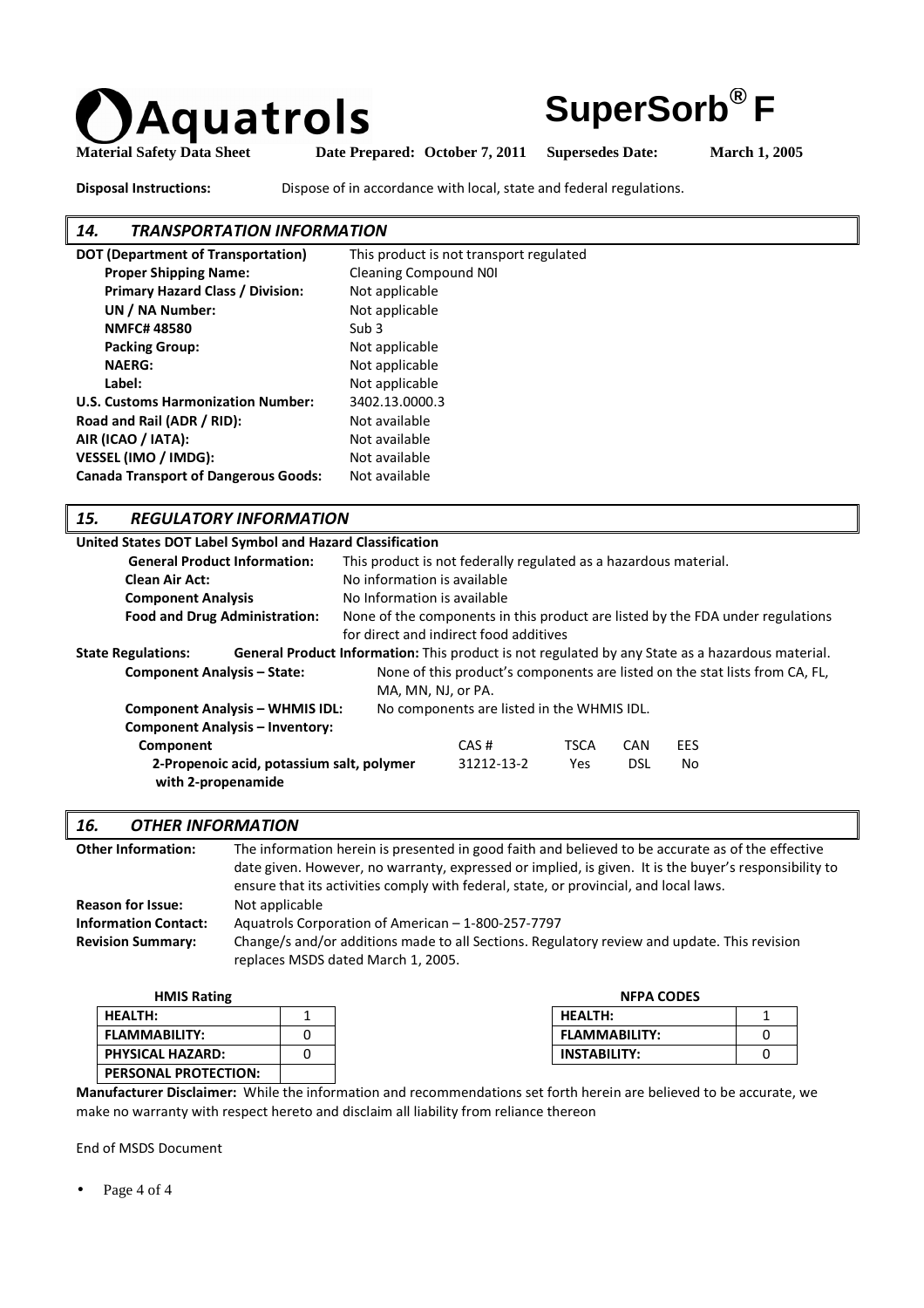**Disposal Instructions:** Dispose of in accordance with local, state and federal regulations.

## 14. TRANSPORTATION INFORMATION

| | |
|---|---|
| **DOT (Department of Transportation)** | This product is not transport regulated |
| **Proper Shipping Name:** | Cleaning Compound N0I |
| **Primary Hazard Class / Division:** | Not applicable |
| **UN / NA Number:** | Not applicable |
| **NMFC# 48580** | Sub 3 |
| **Packing Group:** | Not applicable |
| **NAERG:** | Not applicable |
| **Label:** | Not applicable |
| **U.S. Customs Harmonization Number:** | 3402.13.0000.3 |
| **Road and Rail (ADR / RID):** | Not available |
| **AIR (ICAO / IATA):** | Not available |
| **VESSEL (IMO / IMDG):** | Not available |
| **Canada Transport of Dangerous Goods:** | Not available |

## 15. REGULATORY INFORMATION

**United States DOT Label Symbol and Hazard Classification**

| | |
|---|---|
| **General Product Information:** | This product is not federally regulated as a hazardous material. |
| **Clean Air Act:** | No information is available |
| **Component Analysis** | No Information is available |
| **Food and Drug Administration:** | None of the components in this product are listed by the FDA under regulations for direct and indirect food additives |

**State Regulations:** **General Product Information:** This product is not regulated by any State as a hazardous material.

| | |
|---|---|
| **Component Analysis – State:** | None of this product's components are listed on the stat lists from CA, FL, MA, MN, NJ, or PA. |
| **Component Analysis – WHMIS IDL:** | No components are listed in the WHMIS IDL. |

**Component Analysis – Inventory:**

| Component | CAS # | TSCA | CAN | EES |
|---|---|---|---|---|
| 2-Propenoic acid, potassium salt, polymer with 2-propenamide | 31212-13-2 | Yes | DSL | No |

## 16. OTHER INFORMATION

| | |
|---|---|
| **Other Information:** | The information herein is presented in good faith and believed to be accurate as of the effective date given. However, no warranty, expressed or implied, is given. It is the buyer's responsibility to ensure that its activities comply with federal, state, or provincial, and local laws. |
| **Reason for Issue:** | Not applicable |
| **Information Contact:** | Aquatrols Corporation of American – 1-800-257-7797 |
| **Revision Summary:** | Change/s and/or additions made to all Sections. Regulatory review and update. This revision replaces MSDS dated March 1, 2005. |

**HMIS Rating**

| | |
|---|---|
| **HEALTH:** | 1 |
| **FLAMMABILITY:** | 0 |
| **PHYSICAL HAZARD:** | 0 |
| **PERSONAL PROTECTION:** | |

**NFPA CODES**

| | |
|---|---|
| **HEALTH:** | 1 |
| **FLAMMABILITY:** | 0 |
| **INSTABILITY:** | 0 |

**Manufacturer Disclaimer:** While the information and recommendations set forth herein are believed to be accurate, we make no warranty with respect hereto and disclaim all liability from reliance thereon

End of MSDS Document